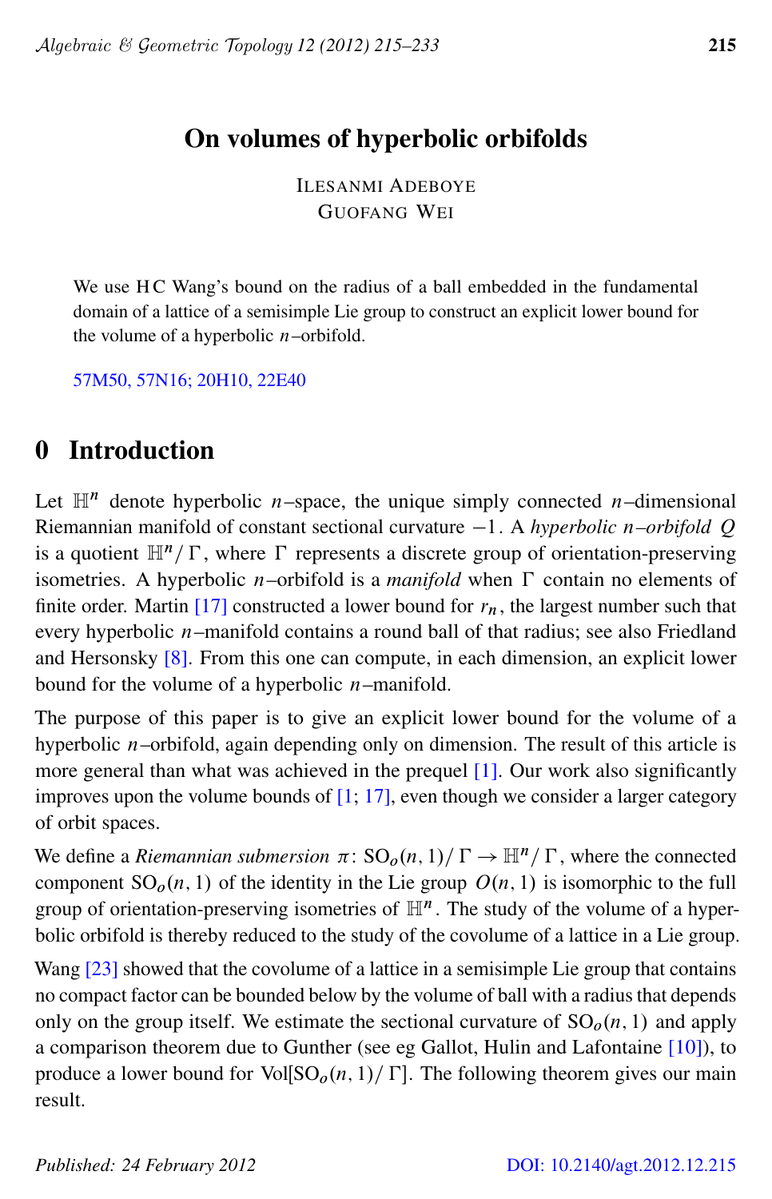# On volumes of hyperbolic orbifolds

ILESANMI ADEBOYE
GUOFANG WEI

We use H C Wang's bound on the radius of a ball embedded in the fundamental domain of a lattice of a semisimple Lie group to construct an explicit lower bound for the volume of a hyperbolic $n$–orbifold.

57M50, 57N16; 20H10, 22E40

## 0 Introduction

Let $\mathbb{H}^n$ denote hyperbolic $n$–space, the unique simply connected $n$–dimensional Riemannian manifold of constant sectional curvature $-1$. A *hyperbolic $n$–orbifold $Q$* is a quotient $\mathbb{H}^n/\Gamma$, where $\Gamma$ represents a discrete group of orientation-preserving isometries. A hyperbolic $n$–orbifold is a *manifold* when $\Gamma$ contain no elements of finite order. Martin [17] constructed a lower bound for $r_n$, the largest number such that every hyperbolic $n$–manifold contains a round ball of that radius; see also Friedland and Hersonsky [8]. From this one can compute, in each dimension, an explicit lower bound for the volume of a hyperbolic $n$–manifold.

The purpose of this paper is to give an explicit lower bound for the volume of a hyperbolic $n$–orbifold, again depending only on dimension. The result of this article is more general than what was achieved in the prequel [1]. Our work also significantly improves upon the volume bounds of [1; 17], even though we consider a larger category of orbit spaces.

We define a *Riemannian submersion* $\pi\colon \mathrm{SO}_o(n,1)/\Gamma \to \mathbb{H}^n/\Gamma$, where the connected component $\mathrm{SO}_o(n,1)$ of the identity in the Lie group $O(n,1)$ is isomorphic to the full group of orientation-preserving isometries of $\mathbb{H}^n$. The study of the volume of a hyperbolic orbifold is thereby reduced to the study of the covolume of a lattice in a Lie group.

Wang [23] showed that the covolume of a lattice in a semisimple Lie group that contains no compact factor can be bounded below by the volume of ball with a radius that depends only on the group itself. We estimate the sectional curvature of $\mathrm{SO}_o(n,1)$ and apply a comparison theorem due to Gunther (see eg Gallot, Hulin and Lafontaine [10]), to produce a lower bound for $\mathrm{Vol}[\mathrm{SO}_o(n,1)/\Gamma]$. The following theorem gives our main result.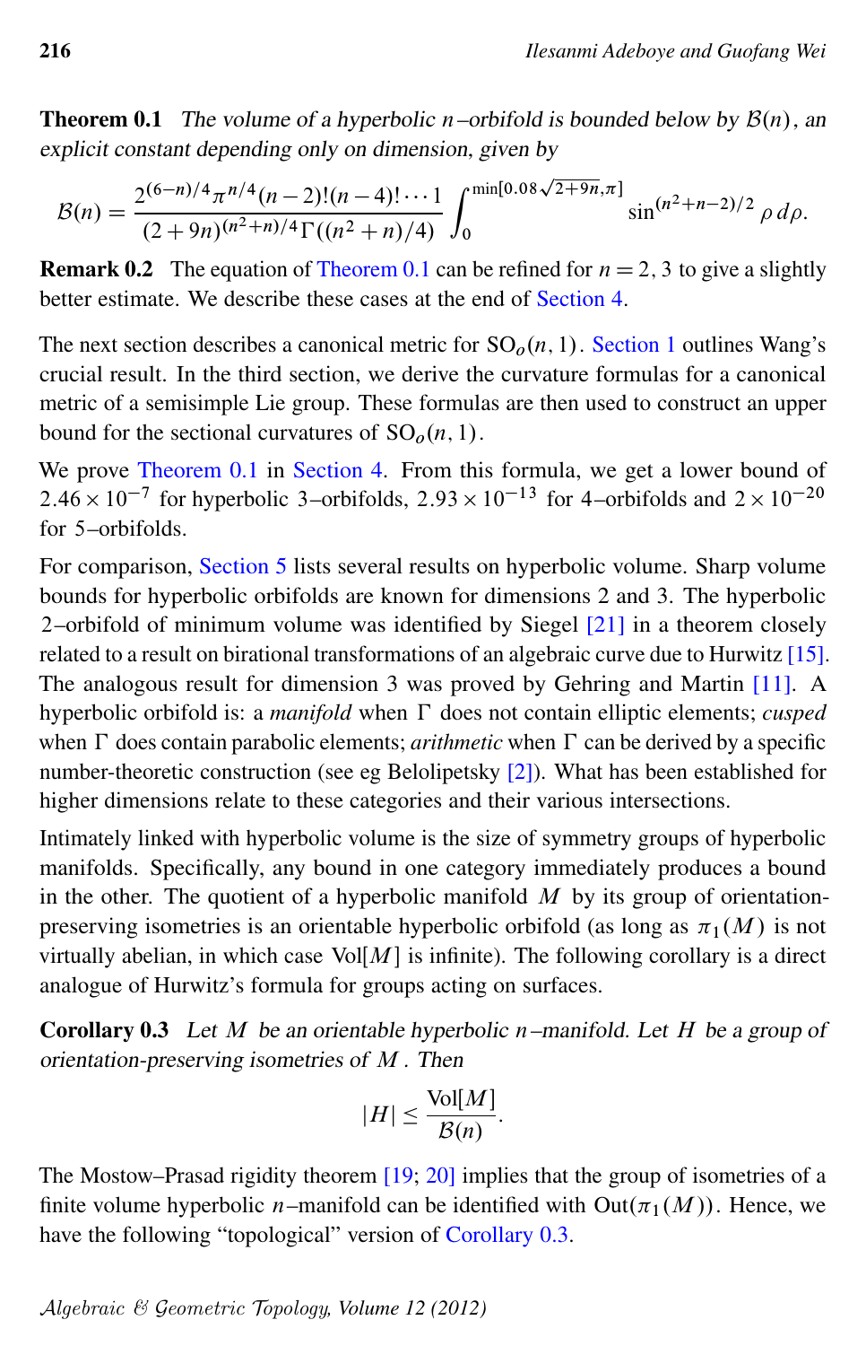**Theorem 0.1** *The volume of a hyperbolic $n$–orbifold is bounded below by $\mathcal{B}(n)$, an explicit constant depending only on dimension, given by*

$$\mathcal{B}(n) = \frac{2^{(6-n)/4}\pi^{n/4}(n-2)!(n-4)!\cdots 1}{(2+9n)^{(n^2+n)/4}\Gamma((n^2+n)/4)} \int_0^{\min[0.08\sqrt{2+9n},\pi]} \sin^{(n^2+n-2)/2} \rho \, d\rho.$$

**Remark 0.2** The equation of Theorem 0.1 can be refined for $n = 2, 3$ to give a slightly better estimate. We describe these cases at the end of Section 4.

The next section describes a canonical metric for $\mathrm{SO}_o(n,1)$. Section 1 outlines Wang's crucial result. In the third section, we derive the curvature formulas for a canonical metric of a semisimple Lie group. These formulas are then used to construct an upper bound for the sectional curvatures of $\mathrm{SO}_o(n,1)$.

We prove Theorem 0.1 in Section 4. From this formula, we get a lower bound of $2.46 \times 10^{-7}$ for hyperbolic 3–orbifolds, $2.93 \times 10^{-13}$ for 4–orbifolds and $2 \times 10^{-20}$ for 5–orbifolds.

For comparison, Section 5 lists several results on hyperbolic volume. Sharp volume bounds for hyperbolic orbifolds are known for dimensions 2 and 3. The hyperbolic 2–orbifold of minimum volume was identified by Siegel [21] in a theorem closely related to a result on birational transformations of an algebraic curve due to Hurwitz [15]. The analogous result for dimension 3 was proved by Gehring and Martin [11]. A hyperbolic orbifold is: a *manifold* when $\Gamma$ does not contain elliptic elements; *cusped* when $\Gamma$ does contain parabolic elements; *arithmetic* when $\Gamma$ can be derived by a specific number-theoretic construction (see eg Belolipetsky [2]). What has been established for higher dimensions relate to these categories and their various intersections.

Intimately linked with hyperbolic volume is the size of symmetry groups of hyperbolic manifolds. Specifically, any bound in one category immediately produces a bound in the other. The quotient of a hyperbolic manifold $M$ by its group of orientation-preserving isometries is an orientable hyperbolic orbifold (as long as $\pi_1(M)$ is not virtually abelian, in which case $\mathrm{Vol}[M]$ is infinite). The following corollary is a direct analogue of Hurwitz's formula for groups acting on surfaces.

**Corollary 0.3** *Let $M$ be an orientable hyperbolic $n$–manifold. Let $H$ be a group of orientation-preserving isometries of $M$. Then*

$$|H| \le \frac{\mathrm{Vol}[M]}{\mathcal{B}(n)}.$$

The Mostow–Prasad rigidity theorem [19; 20] implies that the group of isometries of a finite volume hyperbolic $n$–manifold can be identified with $\mathrm{Out}(\pi_1(M))$. Hence, we have the following "topological" version of Corollary 0.3.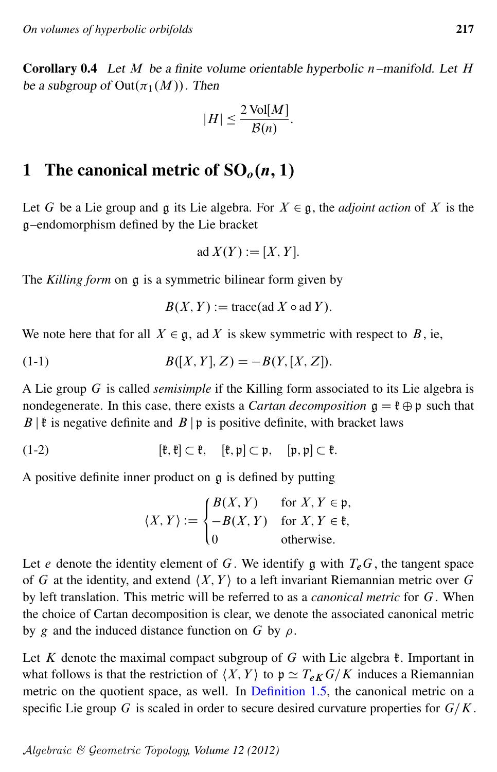**Corollary 0.4** *Let $M$ be a finite volume orientable hyperbolic $n$–manifold. Let $H$ be a subgroup of $\mathrm{Out}(\pi_1(M))$. Then*

$$|H| \leq \frac{2\,\mathrm{Vol}[M]}{\mathcal{B}(n)}.$$

## 1 The canonical metric of $\mathrm{SO}_o(n,1)$

Let $G$ be a Lie group and $\mathfrak{g}$ its Lie algebra. For $X \in \mathfrak{g}$, the *adjoint action* of $X$ is the $\mathfrak{g}$–endomorphism defined by the Lie bracket

$$\mathrm{ad}\, X(Y) := [X, Y].$$

The *Killing form* on $\mathfrak{g}$ is a symmetric bilinear form given by

$$B(X, Y) := \mathrm{trace}(\mathrm{ad}\, X \circ \mathrm{ad}\, Y).$$

We note here that for all $X \in \mathfrak{g}$, $\mathrm{ad}\, X$ is skew symmetric with respect to $B$, ie,

$$B([X, Y], Z) = -B(Y, [X, Z]). \tag{1-1}$$

A Lie group $G$ is called *semisimple* if the Killing form associated to its Lie algebra is nondegenerate. In this case, there exists a *Cartan decomposition* $\mathfrak{g} = \mathfrak{k} \oplus \mathfrak{p}$ such that $B \,|\, \mathfrak{k}$ is negative definite and $B \,|\, \mathfrak{p}$ is positive definite, with bracket laws

$$[\mathfrak{k}, \mathfrak{k}] \subset \mathfrak{k}, \qquad [\mathfrak{k}, \mathfrak{p}] \subset \mathfrak{p}, \qquad [\mathfrak{p}, \mathfrak{p}] \subset \mathfrak{k}. \tag{1-2}$$

A positive definite inner product on $\mathfrak{g}$ is defined by putting

$$\langle X, Y \rangle := \begin{cases} B(X, Y) & \text{for } X, Y \in \mathfrak{p}, \\ -B(X, Y) & \text{for } X, Y \in \mathfrak{k}, \\ 0 & \text{otherwise.} \end{cases}$$

Let $e$ denote the identity element of $G$. We identify $\mathfrak{g}$ with $T_e G$, the tangent space of $G$ at the identity, and extend $\langle X, Y \rangle$ to a left invariant Riemannian metric over $G$ by left translation. This metric will be referred to as a *canonical metric* for $G$. When the choice of Cartan decomposition is clear, we denote the associated canonical metric by $g$ and the induced distance function on $G$ by $\rho$.

Let $K$ denote the maximal compact subgroup of $G$ with Lie algebra $\mathfrak{k}$. Important in what follows is that the restriction of $\langle X, Y \rangle$ to $\mathfrak{p} \simeq T_{eK} G/K$ induces a Riemannian metric on the quotient space, as well. In Definition 1.5, the canonical metric on a specific Lie group $G$ is scaled in order to secure desired curvature properties for $G/K$.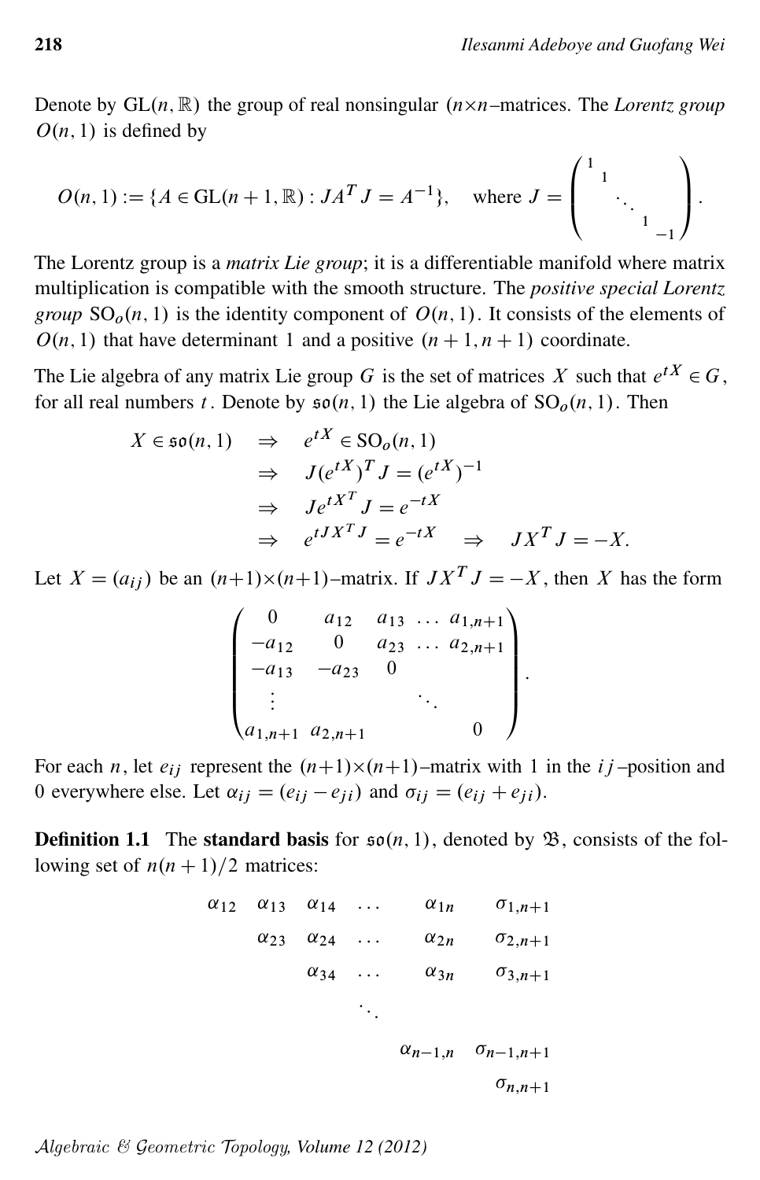Denote by $\mathrm{GL}(n, \mathbb{R})$ the group of real nonsingular $(n \times n)$–matrices. The *Lorentz group* $O(n,1)$ is defined by

$$O(n,1) := \{A \in \mathrm{GL}(n+1, \mathbb{R}) : JA^T J = A^{-1}\}, \quad \text{where } J = \begin{pmatrix} 1 & & & & \\ & 1 & & & \\ & & \ddots & & \\ & & & 1 & \\ & & & & -1 \end{pmatrix}.$$

The Lorentz group is a *matrix Lie group*; it is a differentiable manifold where matrix multiplication is compatible with the smooth structure. The *positive special Lorentz group* $\mathrm{SO}_o(n,1)$ is the identity component of $O(n,1)$. It consists of the elements of $O(n,1)$ that have determinant 1 and a positive $(n+1, n+1)$ coordinate.

The Lie algebra of any matrix Lie group $G$ is the set of matrices $X$ such that $e^{tX} \in G$, for all real numbers $t$. Denote by $\mathfrak{so}(n,1)$ the Lie algebra of $\mathrm{SO}_o(n,1)$. Then

$$\begin{aligned} X \in \mathfrak{so}(n,1) \quad &\Rightarrow \quad e^{tX} \in \mathrm{SO}_o(n,1) \\ &\Rightarrow \quad J(e^{tX})^T J = (e^{tX})^{-1} \\ &\Rightarrow \quad J e^{tX^T} J = e^{-tX} \\ &\Rightarrow \quad e^{tJX^T J} = e^{-tX} \quad \Rightarrow \quad JX^T J = -X. \end{aligned}$$

Let $X = (a_{ij})$ be an $(n+1) \times (n+1)$–matrix. If $JX^T J = -X$, then $X$ has the form

$$\begin{pmatrix} 0 & a_{12} & a_{13} & \dots & a_{1,n+1} \\ -a_{12} & 0 & a_{23} & \dots & a_{2,n+1} \\ -a_{13} & -a_{23} & 0 & & \\ \vdots & & & \ddots & \\ a_{1,n+1} & a_{2,n+1} & & & 0 \end{pmatrix}.$$

For each $n$, let $e_{ij}$ represent the $(n+1) \times (n+1)$–matrix with 1 in the $ij$–position and 0 everywhere else. Let $\alpha_{ij} = (e_{ij} - e_{ji})$ and $\sigma_{ij} = (e_{ij} + e_{ji})$.

**Definition 1.1** The **standard basis** for $\mathfrak{so}(n,1)$, denoted by $\mathfrak{B}$, consists of the following set of $n(n+1)/2$ matrices:

$$\begin{array}{cccccc} \alpha_{12} & \alpha_{13} & \alpha_{14} & \dots & \alpha_{1n} & \sigma_{1,n+1} \\ & \alpha_{23} & \alpha_{24} & \dots & \alpha_{2n} & \sigma_{2,n+1} \\ & & \alpha_{34} & \dots & \alpha_{3n} & \sigma_{3,n+1} \\ & & & \ddots & & \\ & & & & \alpha_{n-1,n} & \sigma_{n-1,n+1} \\ & & & & & \sigma_{n,n+1} \end{array}$$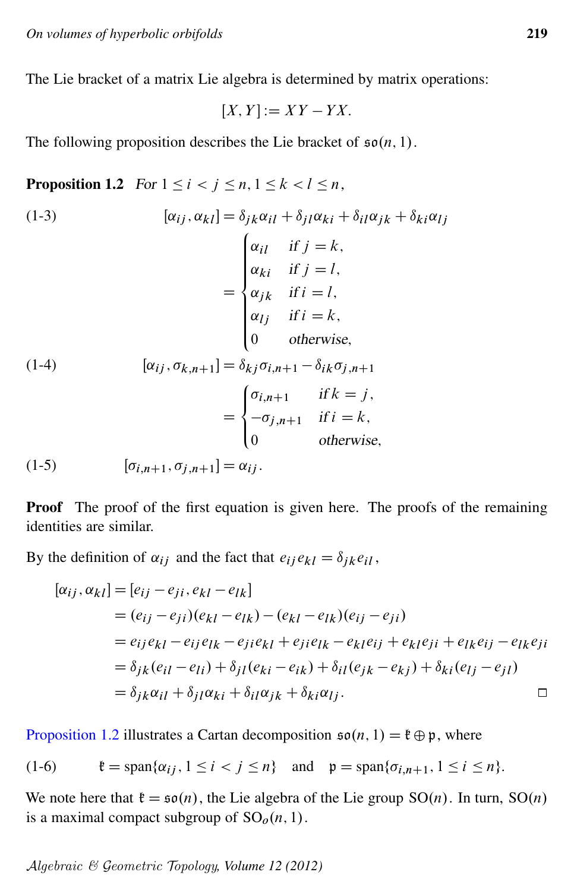The Lie bracket of a matrix Lie algebra is determined by matrix operations:

$$[X, Y] := XY - YX.$$

The following proposition describes the Lie bracket of $\mathfrak{so}(n,1)$.

**Proposition 1.2** *For $1 \le i < j \le n, 1 \le k < l \le n$,*

$$[\alpha_{ij}, \alpha_{kl}] = \delta_{jk}\alpha_{il} + \delta_{jl}\alpha_{ki} + \delta_{il}\alpha_{jk} + \delta_{ki}\alpha_{lj} \tag{1-3}$$

$$= \begin{cases} \alpha_{il} & \text{if } j = k, \\ \alpha_{ki} & \text{if } j = l, \\ \alpha_{jk} & \text{if } i = l, \\ \alpha_{lj} & \text{if } i = k, \\ 0 & \text{otherwise,} \end{cases}$$

$$[\alpha_{ij}, \sigma_{k,n+1}] = \delta_{kj}\sigma_{i,n+1} - \delta_{ik}\sigma_{j,n+1} \tag{1-4}$$

$$= \begin{cases} \sigma_{i,n+1} & \text{if } k = j, \\ -\sigma_{j,n+1} & \text{if } i = k, \\ 0 & \text{otherwise,} \end{cases}$$

$$[\sigma_{i,n+1}, \sigma_{j,n+1}] = \alpha_{ij}. \tag{1-5}$$

**Proof** The proof of the first equation is given here. The proofs of the remaining identities are similar.

By the definition of $\alpha_{ij}$ and the fact that $e_{ij}e_{kl} = \delta_{jk}e_{il}$,

$$\begin{aligned}
[\alpha_{ij}, \alpha_{kl}] &= [e_{ij} - e_{ji}, e_{kl} - e_{lk}] \\
&= (e_{ij} - e_{ji})(e_{kl} - e_{lk}) - (e_{kl} - e_{lk})(e_{ij} - e_{ji}) \\
&= e_{ij}e_{kl} - e_{ij}e_{lk} - e_{ji}e_{kl} + e_{ji}e_{lk} - e_{kl}e_{ij} + e_{kl}e_{ji} + e_{lk}e_{ij} - e_{lk}e_{ji} \\
&= \delta_{jk}(e_{il} - e_{li}) + \delta_{jl}(e_{ki} - e_{ik}) + \delta_{il}(e_{jk} - e_{kj}) + \delta_{ki}(e_{lj} - e_{jl}) \\
&= \delta_{jk}\alpha_{il} + \delta_{jl}\alpha_{ki} + \delta_{il}\alpha_{jk} + \delta_{ki}\alpha_{lj}.
\end{aligned}$$

□

Proposition 1.2 illustrates a Cartan decomposition $\mathfrak{so}(n,1) = \mathfrak{k} \oplus \mathfrak{p}$, where

$$\mathfrak{k} = \operatorname{span}\{\alpha_{ij}, 1 \le i < j \le n\} \quad \text{and} \quad \mathfrak{p} = \operatorname{span}\{\sigma_{i,n+1}, 1 \le i \le n\}. \tag{1-6}$$

We note here that $\mathfrak{k} = \mathfrak{so}(n)$, the Lie algebra of the Lie group $\mathrm{SO}(n)$. In turn, $\mathrm{SO}(n)$ is a maximal compact subgroup of $\mathrm{SO}_o(n,1)$.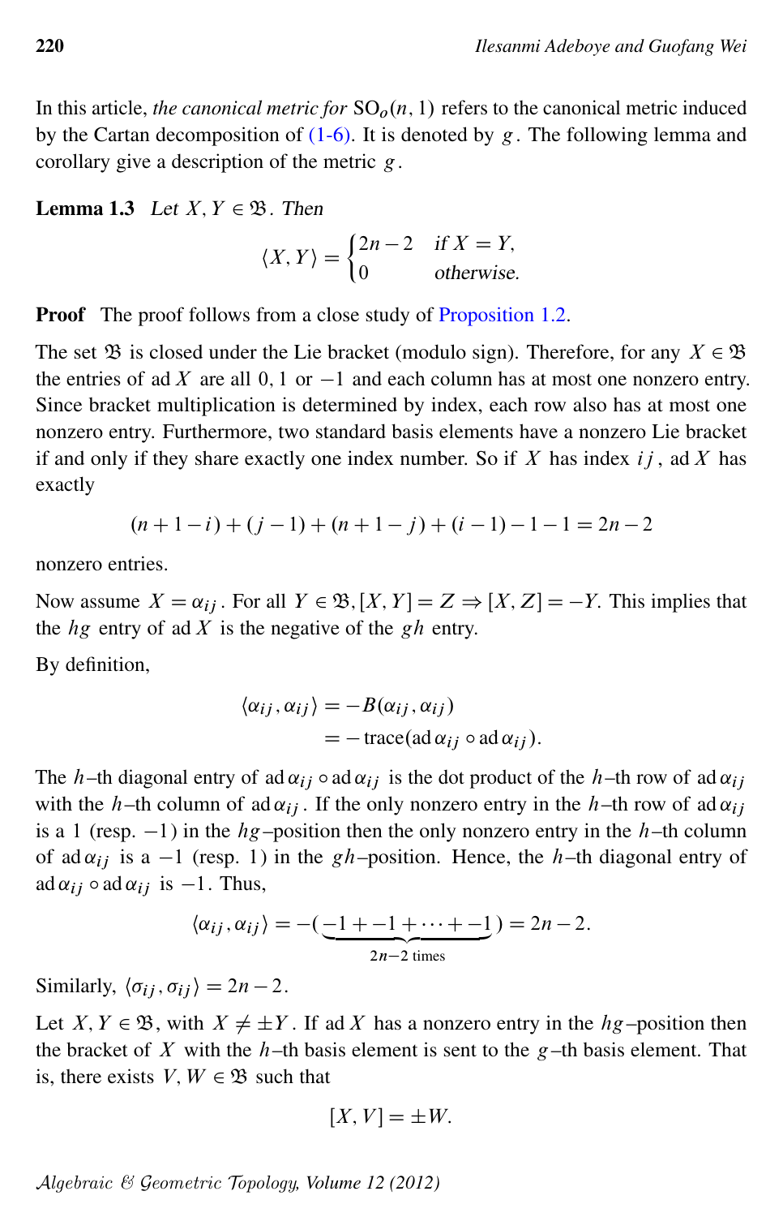In this article, *the canonical metric for* $\mathrm{SO}_o(n,1)$ refers to the canonical metric induced by the Cartan decomposition of (1-6). It is denoted by $g$. The following lemma and corollary give a description of the metric $g$.

**Lemma 1.3** *Let $X, Y \in \mathfrak{B}$. Then*

$$\langle X, Y\rangle = \begin{cases} 2n-2 & \text{if } X = Y, \\ 0 & \text{otherwise.} \end{cases}$$

**Proof** The proof follows from a close study of Proposition 1.2.

The set $\mathfrak{B}$ is closed under the Lie bracket (modulo sign). Therefore, for any $X \in \mathfrak{B}$ the entries of $\operatorname{ad} X$ are all $0$, $1$ or $-1$ and each column has at most one nonzero entry. Since bracket multiplication is determined by index, each row also has at most one nonzero entry. Furthermore, two standard basis elements have a nonzero Lie bracket if and only if they share exactly one index number. So if $X$ has index $ij$, $\operatorname{ad} X$ has exactly

$$(n+1-i)+(j-1)+(n+1-j)+(i-1)-1-1 = 2n-2$$

nonzero entries.

Now assume $X = \alpha_{ij}$. For all $Y \in \mathfrak{B}, [X,Y] = Z \Rightarrow [X,Z] = -Y$. This implies that the $hg$ entry of $\operatorname{ad} X$ is the negative of the $gh$ entry.

By definition,

$$\begin{aligned} \langle \alpha_{ij}, \alpha_{ij}\rangle &= -B(\alpha_{ij}, \alpha_{ij}) \\ &= -\operatorname{trace}(\operatorname{ad}\alpha_{ij} \circ \operatorname{ad}\alpha_{ij}). \end{aligned}$$

The $h$–th diagonal entry of $\operatorname{ad}\alpha_{ij} \circ \operatorname{ad}\alpha_{ij}$ is the dot product of the $h$–th row of $\operatorname{ad}\alpha_{ij}$ with the $h$–th column of $\operatorname{ad}\alpha_{ij}$. If the only nonzero entry in the $h$–th row of $\operatorname{ad}\alpha_{ij}$ is a $1$ (resp. $-1$) in the $hg$–position then the only nonzero entry in the $h$–th column of $\operatorname{ad}\alpha_{ij}$ is a $-1$ (resp. $1$) in the $gh$–position. Hence, the $h$–th diagonal entry of $\operatorname{ad}\alpha_{ij} \circ \operatorname{ad}\alpha_{ij}$ is $-1$. Thus,

$$\langle \alpha_{ij}, \alpha_{ij}\rangle = -(\underbrace{-1 + -1 + \cdots + -1}_{2n-2 \text{ times}}) = 2n-2.$$

Similarly, $\langle \sigma_{ij}, \sigma_{ij}\rangle = 2n-2$.

Let $X, Y \in \mathfrak{B}$, with $X \neq \pm Y$. If $\operatorname{ad} X$ has a nonzero entry in the $hg$–position then the bracket of $X$ with the $h$–th basis element is sent to the $g$–th basis element. That is, there exists $V, W \in \mathfrak{B}$ such that

$$[X, V] = \pm W.$$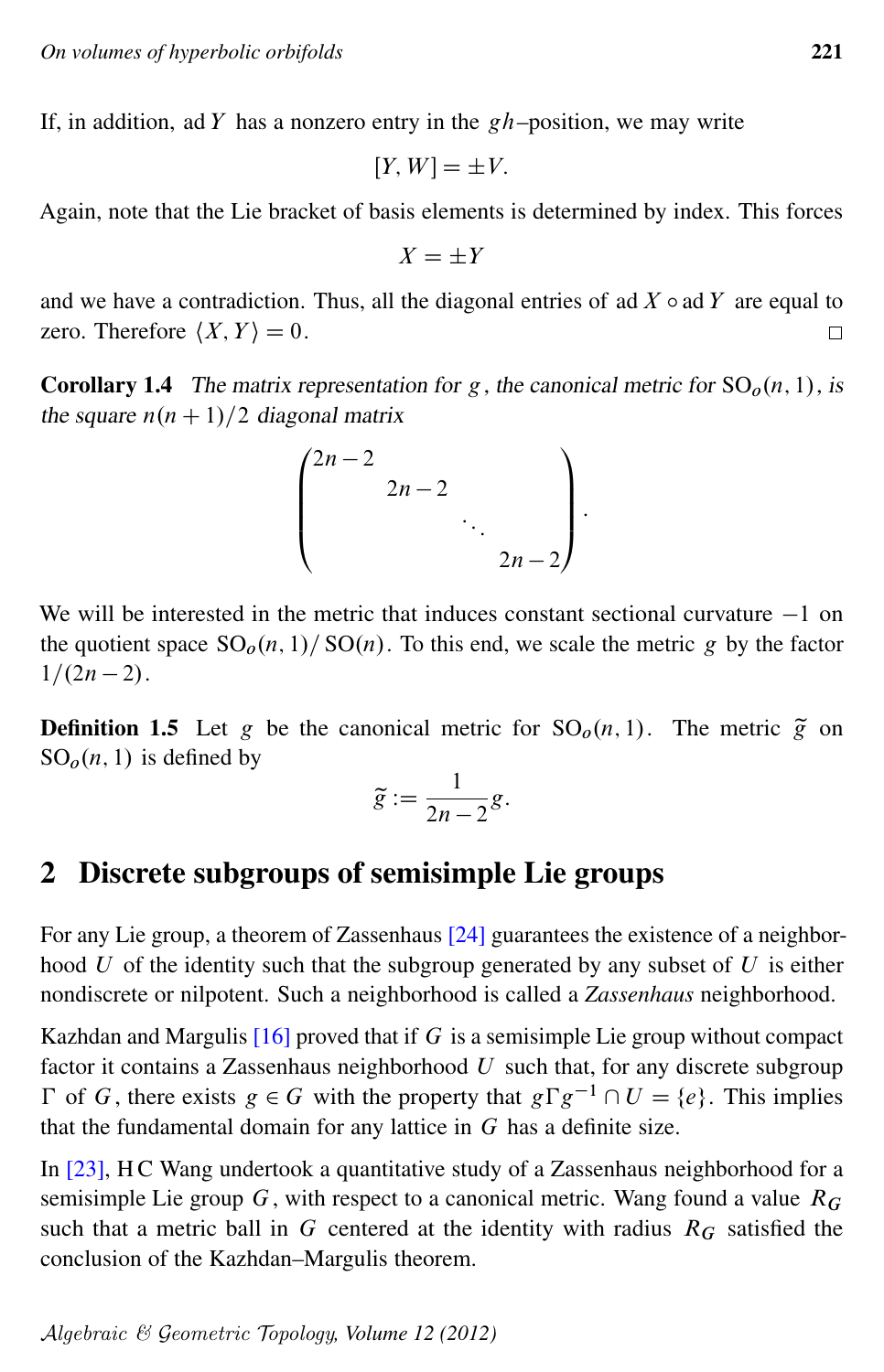If, in addition, $\operatorname{ad} Y$ has a nonzero entry in the $gh$–position, we may write

$$[Y, W] = \pm V.$$

Again, note that the Lie bracket of basis elements is determined by index. This forces

$$X = \pm Y$$

and we have a contradiction. Thus, all the diagonal entries of $\operatorname{ad} X \circ \operatorname{ad} Y$ are equal to zero. Therefore $\langle X, Y \rangle = 0$. □

**Corollary 1.4** *The matrix representation for $g$, the canonical metric for $\mathrm{SO}_o(n,1)$, is the square $n(n+1)/2$ diagonal matrix*

$$\begin{pmatrix} 2n-2 & & & \\ & 2n-2 & & \\ & & \ddots & \\ & & & 2n-2 \end{pmatrix}.$$

We will be interested in the metric that induces constant sectional curvature $-1$ on the quotient space $\mathrm{SO}_o(n,1)/\mathrm{SO}(n)$. To this end, we scale the metric $g$ by the factor $1/(2n-2)$.

**Definition 1.5** Let $g$ be the canonical metric for $\mathrm{SO}_o(n,1)$. The metric $\tilde{g}$ on $\mathrm{SO}_o(n,1)$ is defined by

$$\tilde{g} := \frac{1}{2n-2} g.$$

## 2 Discrete subgroups of semisimple Lie groups

For any Lie group, a theorem of Zassenhaus [24] guarantees the existence of a neighborhood $U$ of the identity such that the subgroup generated by any subset of $U$ is either nondiscrete or nilpotent. Such a neighborhood is called a *Zassenhaus* neighborhood.

Kazhdan and Margulis [16] proved that if $G$ is a semisimple Lie group without compact factor it contains a Zassenhaus neighborhood $U$ such that, for any discrete subgroup $\Gamma$ of $G$, there exists $g \in G$ with the property that $g\Gamma g^{-1} \cap U = \{e\}$. This implies that the fundamental domain for any lattice in $G$ has a definite size.

In [23], H C Wang undertook a quantitative study of a Zassenhaus neighborhood for a semisimple Lie group $G$, with respect to a canonical metric. Wang found a value $R_G$ such that a metric ball in $G$ centered at the identity with radius $R_G$ satisfied the conclusion of the Kazhdan–Margulis theorem.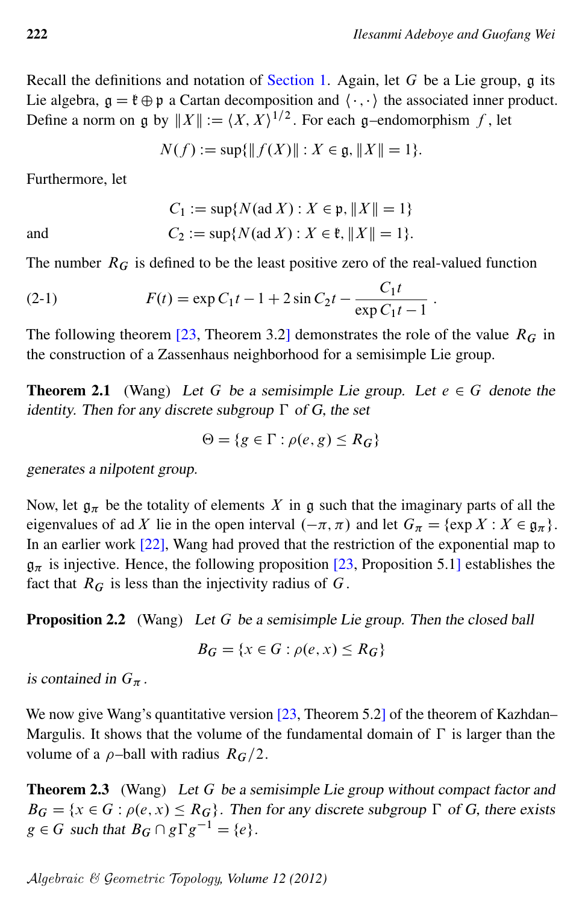Recall the definitions and notation of Section 1. Again, let $G$ be a Lie group, $\mathfrak{g}$ its Lie algebra, $\mathfrak{g} = \mathfrak{k} \oplus \mathfrak{p}$ a Cartan decomposition and $\langle \cdot, \cdot \rangle$ the associated inner product. Define a norm on $\mathfrak{g}$ by $\|X\| := \langle X, X \rangle^{1/2}$. For each $\mathfrak{g}$–endomorphism $f$, let

$$N(f) := \sup\{\|f(X)\| : X \in \mathfrak{g}, \|X\| = 1\}.$$

Furthermore, let

$$C_1 := \sup\{N(\operatorname{ad} X) : X \in \mathfrak{p}, \|X\| = 1\}$$

and

$$C_2 := \sup\{N(\operatorname{ad} X) : X \in \mathfrak{k}, \|X\| = 1\}.$$

The number $R_G$ is defined to be the least positive zero of the real-valued function

$$F(t) = \exp C_1 t - 1 + 2 \sin C_2 t - \frac{C_1 t}{\exp C_1 t - 1}. \tag{2-1}$$

The following theorem [23, Theorem 3.2] demonstrates the role of the value $R_G$ in the construction of a Zassenhaus neighborhood for a semisimple Lie group.

**Theorem 2.1** (Wang) *Let $G$ be a semisimple Lie group. Let $e \in G$ denote the identity. Then for any discrete subgroup $\Gamma$ of G, the set*

$$\Theta = \{g \in \Gamma : \rho(e, g) \leq R_G\}$$

*generates a nilpotent group.*

Now, let $\mathfrak{g}_\pi$ be the totality of elements $X$ in $\mathfrak{g}$ such that the imaginary parts of all the eigenvalues of $\operatorname{ad} X$ lie in the open interval $(-\pi, \pi)$ and let $G_\pi = \{\exp X : X \in \mathfrak{g}_\pi\}$. In an earlier work [22], Wang had proved that the restriction of the exponential map to $\mathfrak{g}_\pi$ is injective. Hence, the following proposition [23, Proposition 5.1] establishes the fact that $R_G$ is less than the injectivity radius of $G$.

**Proposition 2.2** (Wang) *Let $G$ be a semisimple Lie group. Then the closed ball*

$$B_G = \{x \in G : \rho(e, x) \leq R_G\}$$

*is contained in $G_\pi$.*

We now give Wang's quantitative version [23, Theorem 5.2] of the theorem of Kazhdan–Margulis. It shows that the volume of the fundamental domain of $\Gamma$ is larger than the volume of a $\rho$–ball with radius $R_G/2$.

**Theorem 2.3** (Wang) *Let $G$ be a semisimple Lie group without compact factor and $B_G = \{x \in G : \rho(e, x) \leq R_G\}$. Then for any discrete subgroup $\Gamma$ of G, there exists $g \in G$ such that $B_G \cap g\Gamma g^{-1} = \{e\}$.*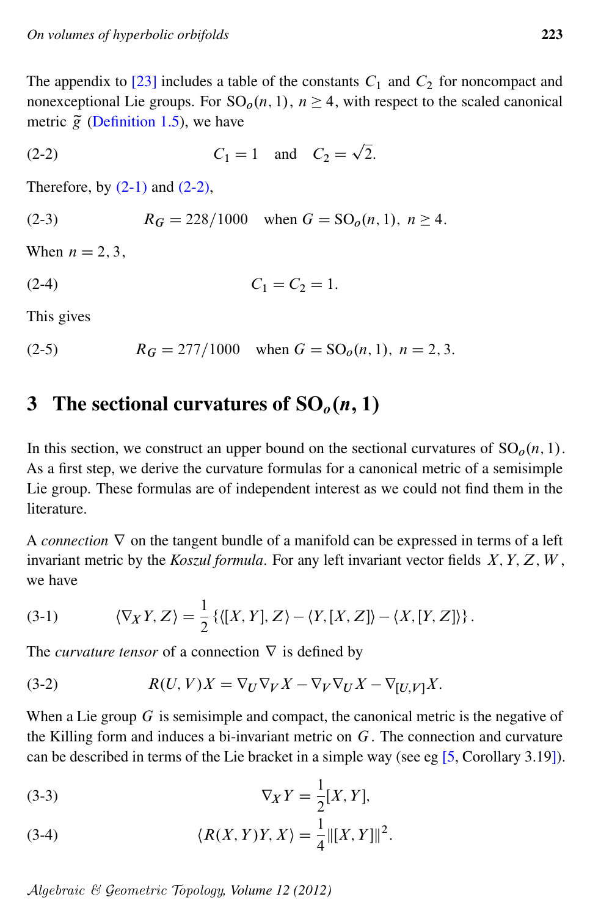The appendix to [23] includes a table of the constants $C_1$ and $C_2$ for noncompact and nonexceptional Lie groups. For $\mathrm{SO}_o(n,1)$, $n \geq 4$, with respect to the scaled canonical metric $\widetilde{g}$ (Definition 1.5), we have

$$C_1 = 1 \quad \text{and} \quad C_2 = \sqrt{2}. \tag{2-2}$$

Therefore, by (2-1) and (2-2),

$$R_G = 228/1000 \quad \text{when } G = \mathrm{SO}_o(n,1),\ n \geq 4. \tag{2-3}$$

When $n = 2, 3$,

$$C_1 = C_2 = 1. \tag{2-4}$$

This gives

$$R_G = 277/1000 \quad \text{when } G = \mathrm{SO}_o(n,1),\ n = 2, 3. \tag{2-5}$$

## 3 The sectional curvatures of $\mathrm{SO}_o(n,1)$

In this section, we construct an upper bound on the sectional curvatures of $\mathrm{SO}_o(n,1)$. As a first step, we derive the curvature formulas for a canonical metric of a semisimple Lie group. These formulas are of independent interest as we could not find them in the literature.

A *connection* $\nabla$ on the tangent bundle of a manifold can be expressed in terms of a left invariant metric by the *Koszul formula*. For any left invariant vector fields $X, Y, Z, W$, we have

$$\langle \nabla_X Y, Z \rangle = \frac{1}{2}\left\{ \langle [X,Y], Z \rangle - \langle Y, [X,Z] \rangle - \langle X, [Y,Z] \rangle \right\}. \tag{3-1}$$

The *curvature tensor* of a connection $\nabla$ is defined by

$$R(U,V)X = \nabla_U \nabla_V X - \nabla_V \nabla_U X - \nabla_{[U,V]} X. \tag{3-2}$$

When a Lie group $G$ is semisimple and compact, the canonical metric is the negative of the Killing form and induces a bi-invariant metric on $G$. The connection and curvature can be described in terms of the Lie bracket in a simple way (see eg [5, Corollary 3.19]).

$$\nabla_X Y = \frac{1}{2}[X,Y], \tag{3-3}$$

$$\langle R(X,Y)Y, X \rangle = \frac{1}{4}\|[X,Y]\|^2. \tag{3-4}$$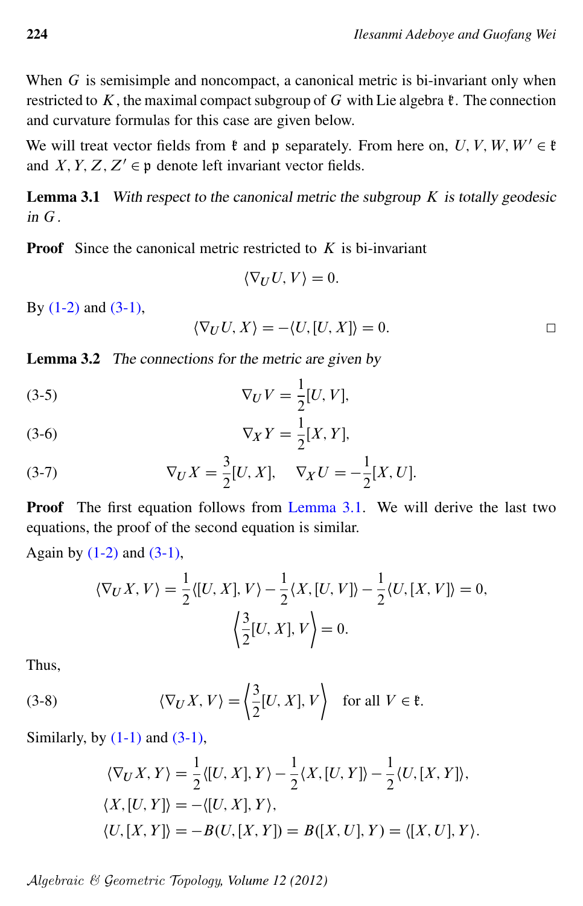When $G$ is semisimple and noncompact, a canonical metric is bi-invariant only when restricted to $K$, the maximal compact subgroup of $G$ with Lie algebra $\mathfrak{k}$. The connection and curvature formulas for this case are given below.

We will treat vector fields from $\mathfrak{k}$ and $\mathfrak{p}$ separately. From here on, $U, V, W, W' \in \mathfrak{k}$ and $X, Y, Z, Z' \in \mathfrak{p}$ denote left invariant vector fields.

**Lemma 3.1** *With respect to the canonical metric the subgroup $K$ is totally geodesic in $G$.*

**Proof** Since the canonical metric restricted to $K$ is bi-invariant

$$\langle \nabla_U U, V\rangle = 0.$$

By (1-2) and (3-1),

$$\langle \nabla_U U, X\rangle = -\langle U, [U, X]\rangle = 0.$$

□

**Lemma 3.2** *The connections for the metric are given by*

$$\nabla_U V = \frac{1}{2}[U, V], \tag{3-5}$$

$$\nabla_X Y = \frac{1}{2}[X, Y], \tag{3-6}$$

$$\nabla_U X = \frac{3}{2}[U, X], \quad \nabla_X U = -\frac{1}{2}[X, U]. \tag{3-7}$$

**Proof** The first equation follows from Lemma 3.1. We will derive the last two equations, the proof of the second equation is similar.

Again by (1-2) and (3-1),

$$\langle \nabla_U X, V\rangle = \frac{1}{2}\langle [U, X], V\rangle - \frac{1}{2}\langle X, [U, V]\rangle - \frac{1}{2}\langle U, [X, V]\rangle = 0,$$
$$\left\langle \frac{3}{2}[U, X], V\right\rangle = 0.$$

Thus,

$$\langle \nabla_U X, V\rangle = \left\langle \frac{3}{2}[U, X], V\right\rangle \quad \text{for all } V \in \mathfrak{k}. \tag{3-8}$$

Similarly, by (1-1) and (3-1),

$$\langle \nabla_U X, Y\rangle = \frac{1}{2}\langle [U, X], Y\rangle - \frac{1}{2}\langle X, [U, Y]\rangle - \frac{1}{2}\langle U, [X, Y]\rangle,$$
$$\langle X, [U, Y]\rangle = -\langle [U, X], Y\rangle,$$
$$\langle U, [X, Y]\rangle = -B(U, [X, Y]) = B([X, U], Y) = \langle [X, U], Y\rangle.$$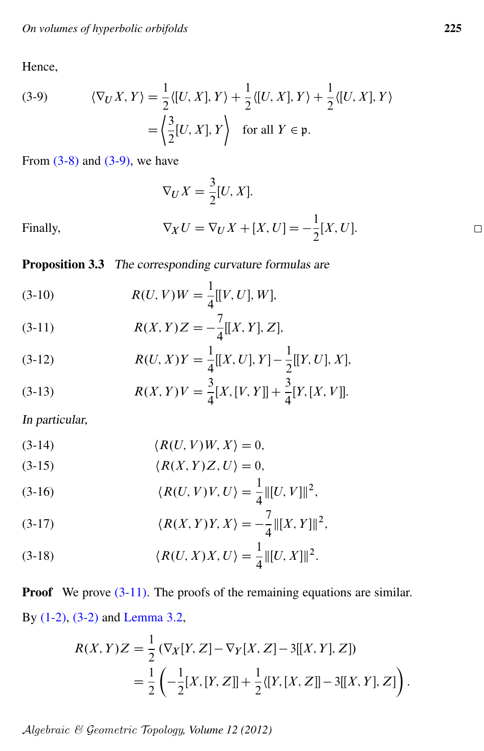Hence,

$$\langle \nabla_U X, Y\rangle = \frac{1}{2}\langle [U,X], Y\rangle + \frac{1}{2}\langle [U,X], Y\rangle + \frac{1}{2}\langle [U,X], Y\rangle \tag{3-9}$$

$$= \left\langle \frac{3}{2}[U,X], Y \right\rangle \quad \text{for all } Y \in \mathfrak{p}.$$

From (3-8) and (3-9), we have

$$\nabla_U X = \frac{3}{2}[U,X].$$

Finally,

$$\nabla_X U = \nabla_U X + [X,U] = -\frac{1}{2}[X,U].$$

□

**Proposition 3.3** *The corresponding curvature formulas are*

$$R(U,V)W = \frac{1}{4}[[V,U],W], \tag{3-10}$$

$$R(X,Y)Z = -\frac{7}{4}[[X,Y],Z], \tag{3-11}$$

$$R(U,X)Y = \frac{1}{4}[[X,U],Y] - \frac{1}{2}[[Y,U],X], \tag{3-12}$$

$$R(X,Y)V = \frac{3}{4}[X,[V,Y]] + \frac{3}{4}[Y,[X,V]]. \tag{3-13}$$

*In particular,*

$$\langle R(U,V)W, X\rangle = 0, \tag{3-14}$$

$$\langle R(X,Y)Z, U\rangle = 0, \tag{3-15}$$

$$\langle R(U,V)V, U\rangle = \frac{1}{4}\|[U,V]\|^2, \tag{3-16}$$

$$\langle R(X,Y)Y, X\rangle = -\frac{7}{4}\|[X,Y]\|^2, \tag{3-17}$$

$$\langle R(U,X)X, U\rangle = \frac{1}{4}\|[U,X]\|^2. \tag{3-18}$$

**Proof** We prove (3-11). The proofs of the remaining equations are similar.

By (1-2), (3-2) and Lemma 3.2,

$$R(X,Y)Z = \frac{1}{2}\left(\nabla_X[Y,Z] - \nabla_Y[X,Z] - 3[[X,Y],Z]\right)$$

$$= \frac{1}{2}\left(-\frac{1}{2}[X,[Y,Z]] + \frac{1}{2}\langle[Y,[X,Z]] - 3[[X,Y],Z]\right).$$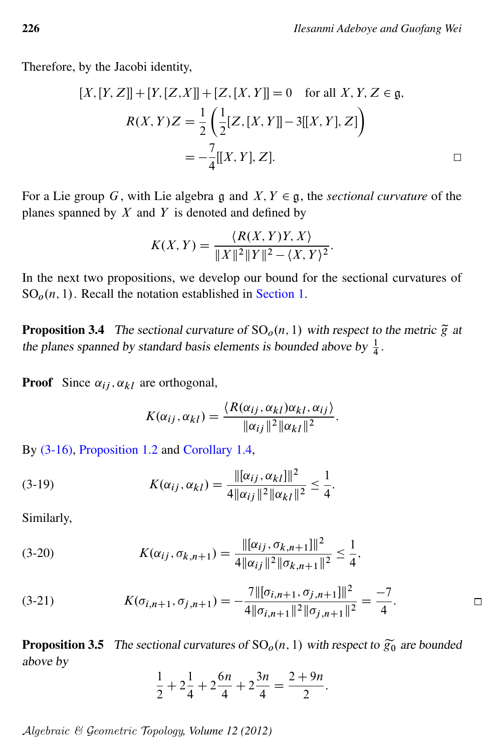Therefore, by the Jacobi identity,

$$[X,[Y,Z]]+[Y,[Z,X]]+[Z,[X,Y]]=0 \quad \text{for all } X,Y,Z\in\mathfrak{g},$$

$$R(X,Y)Z = \frac{1}{2}\left(\frac{1}{2}[Z,[X,Y]] - 3[[X,Y],Z]\right)$$

$$= -\frac{7}{4}[[X,Y],Z]. \qquad \square$$

For a Lie group $G$, with Lie algebra $\mathfrak{g}$ and $X, Y \in \mathfrak{g}$, the *sectional curvature* of the planes spanned by $X$ and $Y$ is denoted and defined by

$$K(X,Y) = \frac{\langle R(X,Y)Y, X\rangle}{\|X\|^2\|Y\|^2 - \langle X,Y\rangle^2}.$$

In the next two propositions, we develop our bound for the sectional curvatures of $\mathrm{SO}_o(n,1)$. Recall the notation established in Section 1.

**Proposition 3.4** *The sectional curvature of $\mathrm{SO}_o(n,1)$ with respect to the metric $\widetilde{g}$ at the planes spanned by standard basis elements is bounded above by $\frac{1}{4}$.*

**Proof** Since $\alpha_{ij}, \alpha_{kl}$ are orthogonal,

$$K(\alpha_{ij},\alpha_{kl}) = \frac{\langle R(\alpha_{ij},\alpha_{kl})\alpha_{kl},\alpha_{ij}\rangle}{\|\alpha_{ij}\|^2\|\alpha_{kl}\|^2}.$$

By (3-16), Proposition 1.2 and Corollary 1.4,

$$K(\alpha_{ij},\alpha_{kl}) = \frac{\|[\alpha_{ij},\alpha_{kl}]\|^2}{4\|\alpha_{ij}\|^2\|\alpha_{kl}\|^2} \le \frac{1}{4}. \tag{3-19}$$

Similarly,

$$K(\alpha_{ij},\sigma_{k,n+1}) = \frac{\|[\alpha_{ij},\sigma_{k,n+1}]\|^2}{4\|\alpha_{ij}\|^2\|\sigma_{k,n+1}\|^2} \le \frac{1}{4}, \tag{3-20}$$

$$K(\sigma_{i,n+1},\sigma_{j,n+1}) = -\frac{7\|[\sigma_{i,n+1},\sigma_{j,n+1}]\|^2}{4\|\sigma_{i,n+1}\|^2\|\sigma_{j,n+1}\|^2} = \frac{-7}{4}. \tag{3-21}$$

$\square$

**Proposition 3.5** *The sectional curvatures of $\mathrm{SO}_o(n,1)$ with respect to $\widetilde{g}_0$ are bounded above by*

$$\frac{1}{2} + 2\frac{1}{4} + 2\frac{6n}{4} + 2\frac{3n}{4} = \frac{2+9n}{2}.$$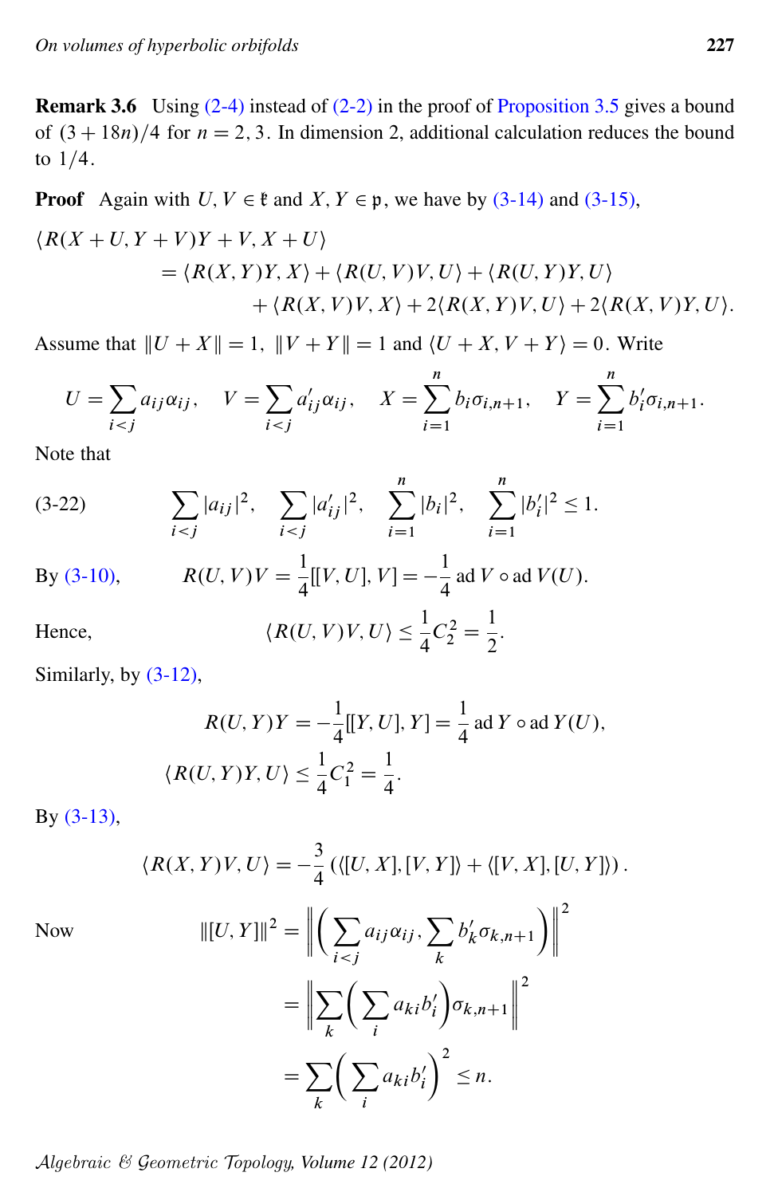**Remark 3.6** Using (2-4) instead of (2-2) in the proof of Proposition 3.5 gives a bound of $(3+18n)/4$ for $n = 2, 3$. In dimension 2, additional calculation reduces the bound to $1/4$.

**Proof** Again with $U, V \in \mathfrak{k}$ and $X, Y \in \mathfrak{p}$, we have by (3-14) and (3-15),

$$
\begin{aligned}
\langle R(X+U, Y+V)Y+V, X+U\rangle \\
&= \langle R(X,Y)Y, X\rangle + \langle R(U,V)V,U\rangle + \langle R(U,Y)Y,U\rangle \\
&\quad + \langle R(X,V)V,X\rangle + 2\langle R(X,Y)V,U\rangle + 2\langle R(X,V)Y,U\rangle .
\end{aligned}
$$

Assume that $\|U+X\| = 1$, $\|V+Y\| = 1$ and $\langle U+X, V+Y\rangle = 0$. Write

$$
U = \sum_{i<j} a_{ij}\alpha_{ij}, \quad V = \sum_{i<j} a'_{ij}\alpha_{ij}, \quad X = \sum_{i=1}^{n} b_i \sigma_{i,n+1}, \quad Y = \sum_{i=1}^{n} b'_i \sigma_{i,n+1}.
$$

Note that

$$
\sum_{i<j} |a_{ij}|^2, \quad \sum_{i<j} |a'_{ij}|^2, \quad \sum_{i=1}^{n} |b_i|^2, \quad \sum_{i=1}^{n} |b'_i|^2 \le 1. \tag{3-22}
$$

By (3-10),
$$
R(U,V)V = \frac{1}{4}[[V,U],V] = -\frac{1}{4}\,\mathrm{ad}\, V \circ \mathrm{ad}\, V(U).
$$

Hence,
$$
\langle R(U,V)V,U\rangle \le \frac{1}{4}C_2^2 = \frac{1}{2}.
$$

Similarly, by (3-12),

$$
R(U,Y)Y = -\frac{1}{4}[[Y,U],Y] = \frac{1}{4}\,\mathrm{ad}\, Y \circ \mathrm{ad}\, Y(U),
$$
$$
\langle R(U,Y)Y,U\rangle \le \frac{1}{4}C_1^2 = \frac{1}{4}.
$$

By (3-13),

$$
\langle R(X,Y)V,U\rangle = -\frac{3}{4}\left(\langle [U,X],[V,Y]\rangle + \langle [V,X],[U,Y]\rangle\right).
$$

Now
$$
\begin{aligned}
\|[U,Y]\|^2 &= \left\| \left( \sum_{i<j} a_{ij}\alpha_{ij}, \sum_k b'_k \sigma_{k,n+1} \right) \right\|^2 \\
&= \left\| \sum_k \left( \sum_i a_{ki} b'_i \right) \sigma_{k,n+1} \right\|^2 \\
&= \sum_k \left( \sum_i a_{ki} b'_i \right)^2 \le n.
\end{aligned}
$$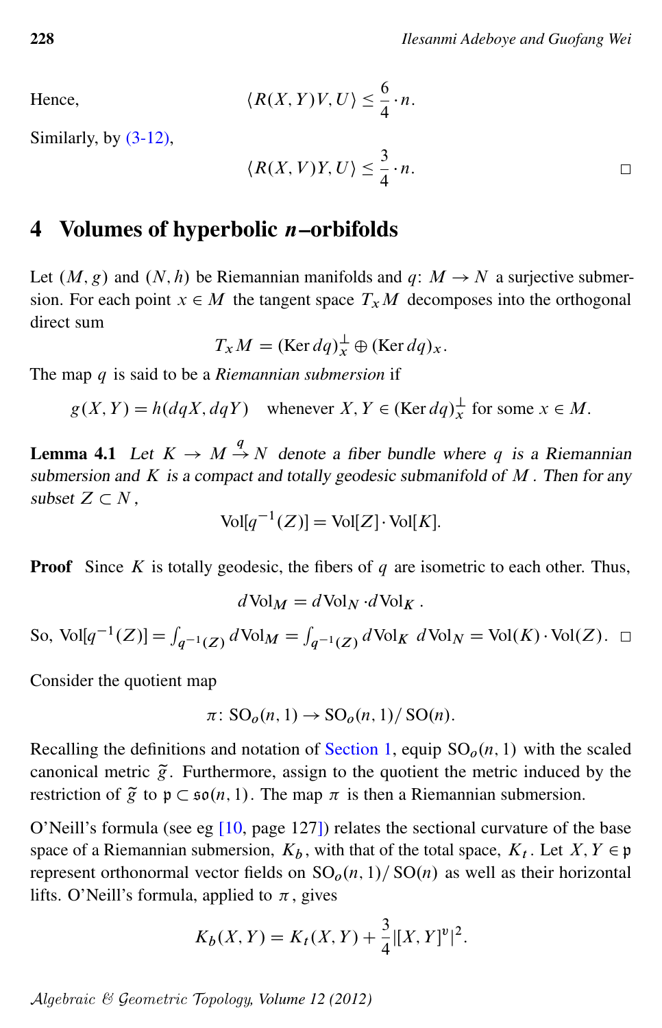Hence,
$$\langle R(X,Y)V,U\rangle \leq \frac{6}{4}\cdot n.$$

Similarly, by (3-12),
$$\langle R(X,V)Y,U\rangle \leq \frac{3}{4}\cdot n. \qquad \square$$

## 4 Volumes of hyperbolic $n$–orbifolds

Let $(M,g)$ and $(N,h)$ be Riemannian manifolds and $q\colon M\to N$ a surjective submersion. For each point $x\in M$ the tangent space $T_xM$ decomposes into the orthogonal direct sum
$$T_xM = (\operatorname{Ker} dq)_x^{\perp} \oplus (\operatorname{Ker} dq)_x.$$
The map $q$ is said to be a *Riemannian submersion* if
$$g(X,Y) = h(dqX, dqY) \quad \text{whenever } X,Y\in (\operatorname{Ker} dq)_x^{\perp} \text{ for some } x\in M.$$

**Lemma 4.1** *Let $K\to M\xrightarrow{q} N$ denote a fiber bundle where $q$ is a Riemannian submersion and $K$ is a compact and totally geodesic submanifold of $M$. Then for any subset $Z\subset N$,*
$$\operatorname{Vol}[q^{-1}(Z)] = \operatorname{Vol}[Z]\cdot\operatorname{Vol}[K].$$

**Proof** Since $K$ is totally geodesic, the fibers of $q$ are isometric to each other. Thus,
$$d\operatorname{Vol}_M = d\operatorname{Vol}_N \cdot d\operatorname{Vol}_K.$$
So, $\operatorname{Vol}[q^{-1}(Z)] = \int_{q^{-1}(Z)} d\operatorname{Vol}_M = \int_{q^{-1}(Z)} d\operatorname{Vol}_K \, d\operatorname{Vol}_N = \operatorname{Vol}(K)\cdot\operatorname{Vol}(Z)$. $\square$

Consider the quotient map
$$\pi\colon \operatorname{SO}_o(n,1)\to \operatorname{SO}_o(n,1)/\operatorname{SO}(n).$$
Recalling the definitions and notation of Section 1, equip $\operatorname{SO}_o(n,1)$ with the scaled canonical metric $\widetilde{g}$. Furthermore, assign to the quotient the metric induced by the restriction of $\widetilde{g}$ to $\mathfrak{p}\subset\mathfrak{so}(n,1)$. The map $\pi$ is then a Riemannian submersion.

O'Neill's formula (see eg [10, page 127]) relates the sectional curvature of the base space of a Riemannian submersion, $K_b$, with that of the total space, $K_t$. Let $X,Y\in\mathfrak{p}$ represent orthonormal vector fields on $\operatorname{SO}_o(n,1)/\operatorname{SO}(n)$ as well as their horizontal lifts. O'Neill's formula, applied to $\pi$, gives
$$K_b(X,Y) = K_t(X,Y) + \frac{3}{4}|[X,Y]^{v}|^2.$$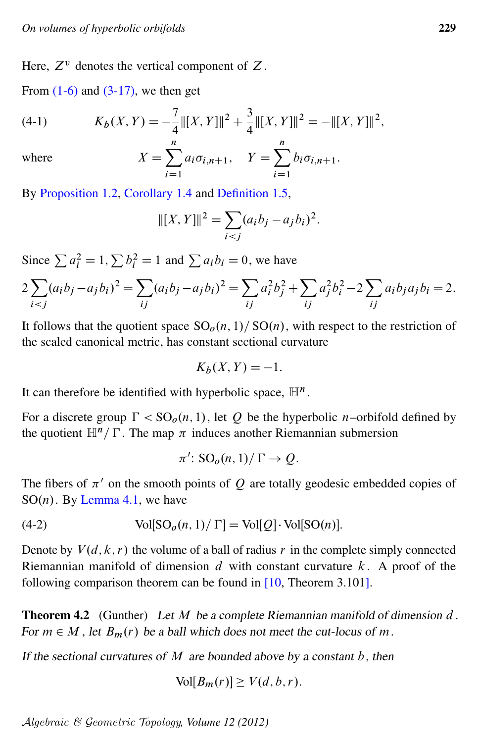Here, $Z^v$ denotes the vertical component of $Z$.

From (1-6) and (3-17), we then get

$$K_b(X,Y) = -\frac{7}{4}\|[X,Y]\|^2 + \frac{3}{4}\|[X,Y]\|^2 = -\|[X,Y]\|^2, \tag{4-1}$$

where
$$X = \sum_{i=1}^{n} a_i \sigma_{i,n+1}, \quad Y = \sum_{i=1}^{n} b_i \sigma_{i,n+1}.$$

By Proposition 1.2, Corollary 1.4 and Definition 1.5,

$$\|[X,Y]\|^2 = \sum_{i<j} (a_i b_j - a_j b_i)^2.$$

Since $\sum a_i^2 = 1, \sum b_i^2 = 1$ and $\sum a_i b_i = 0$, we have

$$2\sum_{i<j}(a_i b_j - a_j b_i)^2 = \sum_{ij}(a_i b_j - a_j b_i)^2 = \sum_{ij} a_i^2 b_j^2 + \sum_{ij} a_j^2 b_i^2 - 2\sum_{ij} a_i b_j a_j b_i = 2.$$

It follows that the quotient space $\mathrm{SO}_o(n,1)/\mathrm{SO}(n)$, with respect to the restriction of the scaled canonical metric, has constant sectional curvature

$$K_b(X,Y) = -1.$$

It can therefore be identified with hyperbolic space, $\mathbb{H}^n$.

For a discrete group $\Gamma < \mathrm{SO}_o(n,1)$, let $Q$ be the hyperbolic $n$–orbifold defined by the quotient $\mathbb{H}^n/\Gamma$. The map $\pi$ induces another Riemannian submersion

$$\pi' \colon \mathrm{SO}_o(n,1)/\Gamma \to Q.$$

The fibers of $\pi'$ on the smooth points of $Q$ are totally geodesic embedded copies of $\mathrm{SO}(n)$. By Lemma 4.1, we have

$$\mathrm{Vol}[\mathrm{SO}_o(n,1)/\Gamma] = \mathrm{Vol}[Q] \cdot \mathrm{Vol}[\mathrm{SO}(n)]. \tag{4-2}$$

Denote by $V(d,k,r)$ the volume of a ball of radius $r$ in the complete simply connected Riemannian manifold of dimension $d$ with constant curvature $k$. A proof of the following comparison theorem can be found in [10, Theorem 3.101].

**Theorem 4.2** (Gunther) *Let $M$ be a complete Riemannian manifold of dimension $d$. For $m \in M$, let $B_m(r)$ be a ball which does not meet the cut-locus of $m$.*

*If the sectional curvatures of $M$ are bounded above by a constant $b$, then*

$$\mathrm{Vol}[B_m(r)] \geq V(d,b,r).$$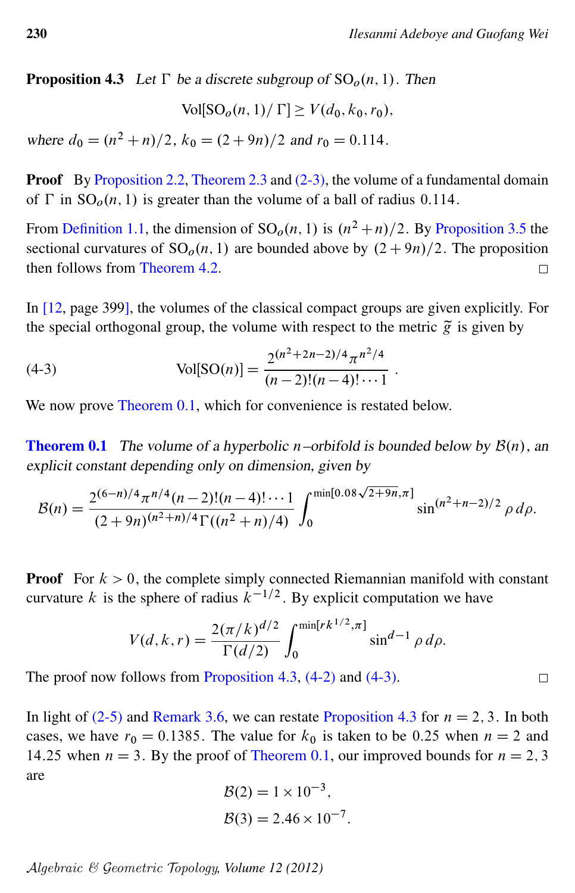**Proposition 4.3** *Let $\Gamma$ be a discrete subgroup of $\mathrm{SO}_o(n,1)$. Then*

$$\mathrm{Vol}[\mathrm{SO}_o(n,1)/\Gamma] \geq V(d_0, k_0, r_0),$$

*where $d_0 = (n^2+n)/2$, $k_0 = (2+9n)/2$ and $r_0 = 0.114$.*

**Proof** By Proposition 2.2, Theorem 2.3 and (2-3), the volume of a fundamental domain of $\Gamma$ in $\mathrm{SO}_o(n,1)$ is greater than the volume of a ball of radius $0.114$.

From Definition 1.1, the dimension of $\mathrm{SO}_o(n,1)$ is $(n^2+n)/2$. By Proposition 3.5 the sectional curvatures of $\mathrm{SO}_o(n,1)$ are bounded above by $(2+9n)/2$. The proposition then follows from Theorem 4.2. □

In [12, page 399], the volumes of the classical compact groups are given explicitly. For the special orthogonal group, the volume with respect to the metric $\tilde{g}$ is given by

$$\mathrm{Vol}[\mathrm{SO}(n)] = \frac{2^{(n^2+2n-2)/4}\pi^{n^2/4}}{(n-2)!(n-4)!\cdots 1}. \tag{4-3}$$

We now prove Theorem 0.1, which for convenience is restated below.

**Theorem 0.1** *The volume of a hyperbolic $n$–orbifold is bounded below by $\mathcal{B}(n)$, an explicit constant depending only on dimension, given by*

$$\mathcal{B}(n) = \frac{2^{(6-n)/4}\pi^{n/4}(n-2)!(n-4)!\cdots 1}{(2+9n)^{(n^2+n)/4}\Gamma((n^2+n)/4)} \int_0^{\min[0.08\sqrt{2+9n},\pi]} \sin^{(n^2+n-2)/2}\rho \, d\rho.$$

**Proof** For $k > 0$, the complete simply connected Riemannian manifold with constant curvature $k$ is the sphere of radius $k^{-1/2}$. By explicit computation we have

$$V(d,k,r) = \frac{2(\pi/k)^{d/2}}{\Gamma(d/2)} \int_0^{\min[rk^{1/2},\pi]} \sin^{d-1}\rho \, d\rho.$$

The proof now follows from Proposition 4.3, (4-2) and (4-3). □

In light of (2-5) and Remark 3.6, we can restate Proposition 4.3 for $n = 2, 3$. In both cases, we have $r_0 = 0.1385$. The value for $k_0$ is taken to be $0.25$ when $n = 2$ and $14.25$ when $n = 3$. By the proof of Theorem 0.1, our improved bounds for $n = 2, 3$ are

$$\mathcal{B}(2) = 1 \times 10^{-3},$$
$$\mathcal{B}(3) = 2.46 \times 10^{-7}.$$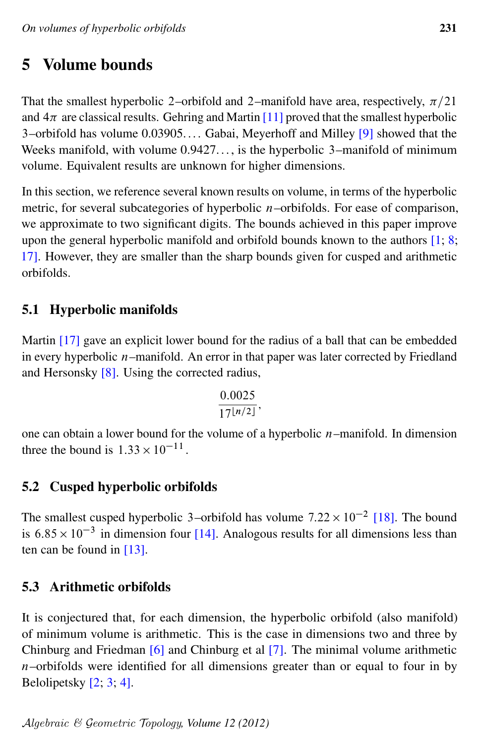## 5 Volume bounds

That the smallest hyperbolic 2–orbifold and 2–manifold have area, respectively, $\pi/21$ and $4\pi$ are classical results. Gehring and Martin [11] proved that the smallest hyperbolic 3–orbifold has volume $0.03905\ldots$. Gabai, Meyerhoff and Milley [9] showed that the Weeks manifold, with volume $0.9427\ldots$, is the hyperbolic 3–manifold of minimum volume. Equivalent results are unknown for higher dimensions.

In this section, we reference several known results on volume, in terms of the hyperbolic metric, for several subcategories of hyperbolic $n$–orbifolds. For ease of comparison, we approximate to two significant digits. The bounds achieved in this paper improve upon the general hyperbolic manifold and orbifold bounds known to the authors [1; 8; 17]. However, they are smaller than the sharp bounds given for cusped and arithmetic orbifolds.

### 5.1 Hyperbolic manifolds

Martin [17] gave an explicit lower bound for the radius of a ball that can be embedded in every hyperbolic $n$–manifold. An error in that paper was later corrected by Friedland and Hersonsky [8]. Using the corrected radius,

$$\frac{0.0025}{17^{\lfloor n/2 \rfloor}},$$

one can obtain a lower bound for the volume of a hyperbolic $n$–manifold. In dimension three the bound is $1.33 \times 10^{-11}$.

### 5.2 Cusped hyperbolic orbifolds

The smallest cusped hyperbolic 3–orbifold has volume $7.22 \times 10^{-2}$ [18]. The bound is $6.85 \times 10^{-3}$ in dimension four [14]. Analogous results for all dimensions less than ten can be found in [13].

### 5.3 Arithmetic orbifolds

It is conjectured that, for each dimension, the hyperbolic orbifold (also manifold) of minimum volume is arithmetic. This is the case in dimensions two and three by Chinburg and Friedman [6] and Chinburg et al [7]. The minimal volume arithmetic $n$–orbifolds were identified for all dimensions greater than or equal to four in by Belolipetsky [2; 3; 4].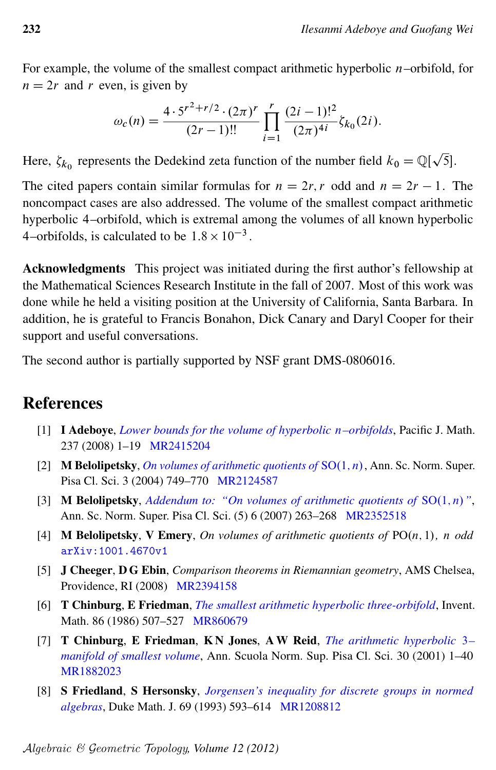For example, the volume of the smallest compact arithmetic hyperbolic $n$–orbifold, for $n = 2r$ and $r$ even, is given by

$$\omega_c(n) = \frac{4 \cdot 5^{r^2+r/2} \cdot (2\pi)^r}{(2r-1)!!} \prod_{i=1}^{r} \frac{(2i-1)!^2}{(2\pi)^{4i}} \zeta_{k_0}(2i).$$

Here, $\zeta_{k_0}$ represents the Dedekind zeta function of the number field $k_0 = \mathbb{Q}[\sqrt{5}]$.

The cited papers contain similar formulas for $n = 2r, r$ odd and $n = 2r - 1$. The noncompact cases are also addressed. The volume of the smallest compact arithmetic hyperbolic 4–orbifold, which is extremal among the volumes of all known hyperbolic 4–orbifolds, is calculated to be $1.8 \times 10^{-3}$.

**Acknowledgments** This project was initiated during the first author's fellowship at the Mathematical Sciences Research Institute in the fall of 2007. Most of this work was done while he held a visiting position at the University of California, Santa Barbara. In addition, he is grateful to Francis Bonahon, Dick Canary and Daryl Cooper for their support and useful conversations.

The second author is partially supported by NSF grant DMS-0806016.

# References

[1] **I Adeboye**, *Lower bounds for the volume of hyperbolic $n$–orbifolds*, Pacific J. Math. 237 (2008) 1–19 MR2415204

[2] **M Belolipetsky**, *On volumes of arithmetic quotients of* $\mathrm{SO}(1,n)$, Ann. Sc. Norm. Super. Pisa Cl. Sci. 3 (2004) 749–770 MR2124587

[3] **M Belolipetsky**, *Addendum to: "On volumes of arithmetic quotients of* $\mathrm{SO}(1,n)$*"*, Ann. Sc. Norm. Super. Pisa Cl. Sci. (5) 6 (2007) 263–268 MR2352518

[4] **M Belolipetsky**, **V Emery**, *On volumes of arithmetic quotients of* $\mathrm{PO}(n,1)$*, $n$ odd* arXiv:1001.4670v1

[5] **J Cheeger**, **D G Ebin**, *Comparison theorems in Riemannian geometry*, AMS Chelsea, Providence, RI (2008) MR2394158

[6] **T Chinburg**, **E Friedman**, *The smallest arithmetic hyperbolic three-orbifold*, Invent. Math. 86 (1986) 507–527 MR860679

[7] **T Chinburg**, **E Friedman**, **K N Jones**, **A W Reid**, *The arithmetic hyperbolic 3–manifold of smallest volume*, Ann. Scuola Norm. Sup. Pisa Cl. Sci. 30 (2001) 1–40 MR1882023

[8] **S Friedland**, **S Hersonsky**, *Jorgensen's inequality for discrete groups in normed algebras*, Duke Math. J. 69 (1993) 593–614 MR1208812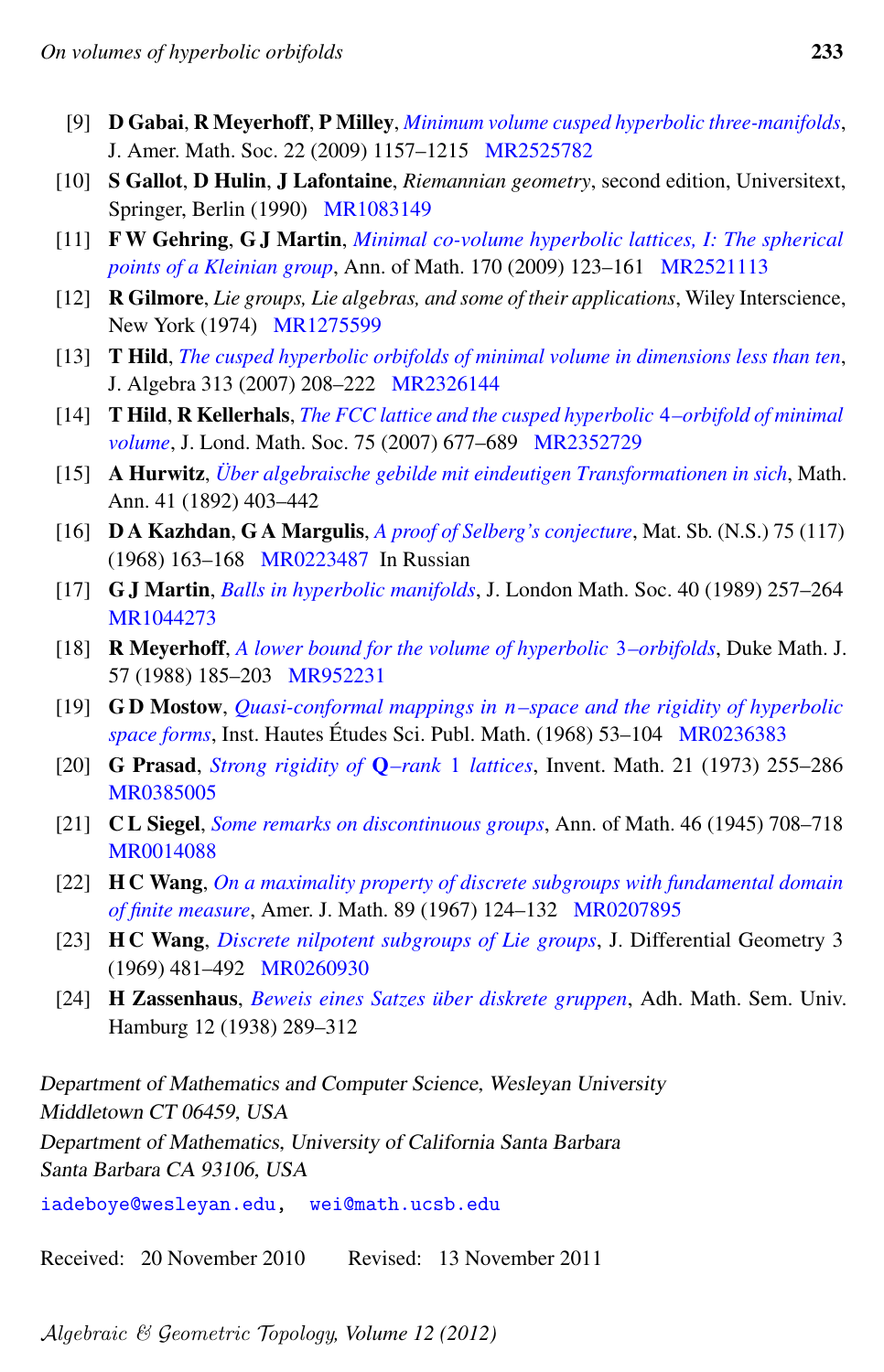[9] **D Gabai**, **R Meyerhoff**, **P Milley**, *Minimum volume cusped hyperbolic three-manifolds*, J. Amer. Math. Soc. 22 (2009) 1157–1215 MR2525782

[10] **S Gallot**, **D Hulin**, **J Lafontaine**, *Riemannian geometry*, second edition, Universitext, Springer, Berlin (1990) MR1083149

[11] **F W Gehring**, **G J Martin**, *Minimal co-volume hyperbolic lattices, I: The spherical points of a Kleinian group*, Ann. of Math. 170 (2009) 123–161 MR2521113

[12] **R Gilmore**, *Lie groups, Lie algebras, and some of their applications*, Wiley Interscience, New York (1974) MR1275599

[13] **T Hild**, *The cusped hyperbolic orbifolds of minimal volume in dimensions less than ten*, J. Algebra 313 (2007) 208–222 MR2326144

[14] **T Hild**, **R Kellerhals**, *The FCC lattice and the cusped hyperbolic 4–orbifold of minimal volume*, J. Lond. Math. Soc. 75 (2007) 677–689 MR2352729

[15] **A Hurwitz**, *Über algebraische gebilde mit eindeutigen Transformationen in sich*, Math. Ann. 41 (1892) 403–442

[16] **D A Kazhdan**, **G A Margulis**, *A proof of Selberg's conjecture*, Mat. Sb. (N.S.) 75 (117) (1968) 163–168 MR0223487 In Russian

[17] **G J Martin**, *Balls in hyperbolic manifolds*, J. London Math. Soc. 40 (1989) 257–264 MR1044273

[18] **R Meyerhoff**, *A lower bound for the volume of hyperbolic 3–orbifolds*, Duke Math. J. 57 (1988) 185–203 MR952231

[19] **G D Mostow**, *Quasi-conformal mappings in $n$–space and the rigidity of hyperbolic space forms*, Inst. Hautes Études Sci. Publ. Math. (1968) 53–104 MR0236383

[20] **G Prasad**, *Strong rigidity of $\mathbf{Q}$–rank 1 lattices*, Invent. Math. 21 (1973) 255–286 MR0385005

[21] **C L Siegel**, *Some remarks on discontinuous groups*, Ann. of Math. 46 (1945) 708–718 MR0014088

[22] **H C Wang**, *On a maximality property of discrete subgroups with fundamental domain of finite measure*, Amer. J. Math. 89 (1967) 124–132 MR0207895

[23] **H C Wang**, *Discrete nilpotent subgroups of Lie groups*, J. Differential Geometry 3 (1969) 481–492 MR0260930

[24] **H Zassenhaus**, *Beweis eines Satzes über diskrete gruppen*, Adh. Math. Sem. Univ. Hamburg 12 (1938) 289–312

*Department of Mathematics and Computer Science, Wesleyan University*
*Middletown CT 06459, USA*
*Department of Mathematics, University of California Santa Barbara*
*Santa Barbara CA 93106, USA*

iadeboye@wesleyan.edu, wei@math.ucsb.edu

Received: 20 November 2010 Revised: 13 November 2011